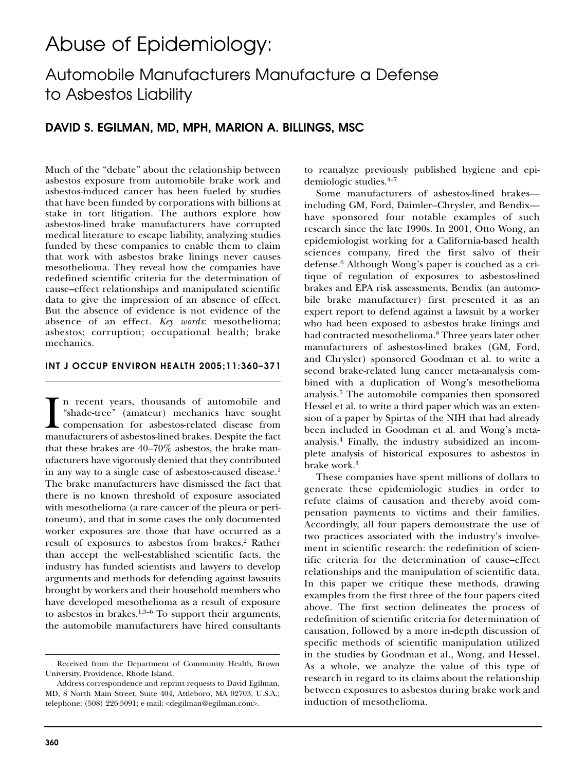# Abuse of Epidemiology:

## Automobile Manufacturers Manufacture a Defense to Asbestos Liability

### DAVID S. EGILMAN, MD, MPH, MARION A. BILLINGS, MSC

Much of the "debate" about the relationship between asbestos exposure from automobile brake work and asbestos-induced cancer has been fueled by studies that have been funded by corporations with billions at stake in tort litigation. The authors explore how asbestos-lined brake manufacturers have corrupted medical literature to escape liability, analyzing studies funded by these companies to enable them to claim that work with asbestos brake linings never causes mesothelioma. They reveal how the companies have redefined scientific criteria for the determination of cause–effect relationships and manipulated scientific data to give the impression of an absence of effect. But the absence of evidence is not evidence of the absence of an effect. *Key words*: mesothelioma; asbestos; corruption; occupational health; brake mechanics.

**INT J OCCUP ENVIRON HEALTH 2005;11:360–371**

In recent years, thousands of automobile and "shade-tree" (amateur) mechanics have sought compensation for asbestos-related disease from manufacturers of asbestos-lined brakes. Despite the fact that these brakes are 40–70% asbestos, the brake manufacturers have vigorously denied that they contributed in any way to a single case of asbestos-caused disease.[1] The brake manufacturers have dismissed the fact that there is no known threshold of exposure associated with mesothelioma (a rare cancer of the pleura or peritoneum), and that in some cases the only documented worker exposures are those that have occurred as a result of exposures to asbestos from brakes.[2] Rather than accept the well-established scientific facts, the industry has funded scientists and lawyers to develop arguments and methods for defending against lawsuits brought by workers and their household members who have developed mesothelioma as a result of exposure to asbestos in brakes.[1,3–6] To support their arguments, the automobile manufacturers have hired consultants to reanalyze previously published hygiene and epidemiologic studies.[4–7]

Some manufacturers of asbestos-lined brakes—including GM, Ford, Daimler–Chrysler, and Bendix—have sponsored four notable examples of such research since the late 1990s. In 2001, Otto Wong, an epidemiologist working for a California-based health sciences company, fired the first salvo of their defense.[6] Although Wong's paper is couched as a critique of regulation of exposures to asbestos-lined brakes and EPA risk assessments, Bendix (an automobile brake manufacturer) first presented it as an expert report to defend against a lawsuit by a worker who had been exposed to asbestos brake linings and had contracted mesothelioma.[8] Three years later other manufacturers of asbestos-lined brakes (GM, Ford, and Chrysler) sponsored Goodman et al. to write a second brake-related lung cancer meta-analysis combined with a duplication of Wong's mesothelioma analysis.[5] The automobile companies then sponsored Hessel et al. to write a third paper which was an extension of a paper by Spirtas of the NIH that had already been included in Goodman et al. and Wong's meta-analysis.[4] Finally, the industry subsidized an incomplete analysis of historical exposures to asbestos in brake work.[3]

These companies have spent millions of dollars to generate these epidemiologic studies in order to refute claims of causation and thereby avoid compensation payments to victims and their families. Accordingly, all four papers demonstrate the use of two practices associated with the industry's involvement in scientific research: the redefinition of scientific criteria for the determination of cause–effect relationships and the manipulation of scientific data. In this paper we critique these methods, drawing examples from the first three of the four papers cited above. The first section delineates the process of redefinition of scientific criteria for determination of causation, followed by a more in-depth discussion of specific methods of scientific manipulation utilized in the studies by Goodman et al., Wong, and Hessel. As a whole, we analyze the value of this type of research in regard to its claims about the relationship between exposures to asbestos during brake work and induction of mesothelioma.

---

Received from the Department of Community Health, Brown University, Providence, Rhode Island.

Address correspondence and reprint requests to David Egilman, MD, 8 North Main Street, Suite 404, Attleboro, MA 02703, U.S.A.; telephone: (508) 226-5091; e-mail: <degilman@egilman.com>.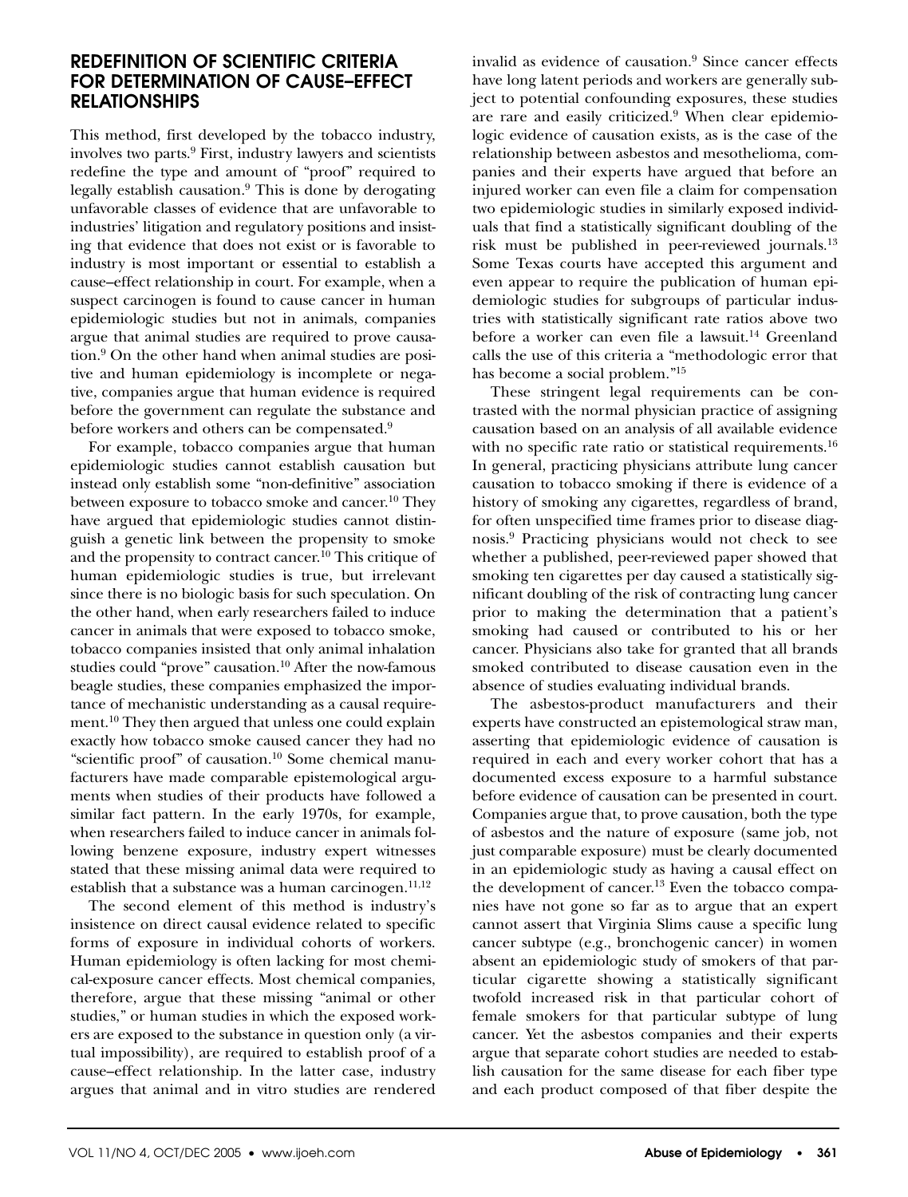## REDEFINITION OF SCIENTIFIC CRITERIA FOR DETERMINATION OF CAUSE–EFFECT RELATIONSHIPS

This method, first developed by the tobacco industry, involves two parts.[9] First, industry lawyers and scientists redefine the type and amount of "proof" required to legally establish causation.[9] This is done by derogating unfavorable classes of evidence that are unfavorable to industries' litigation and regulatory positions and insisting that evidence that does not exist or is favorable to industry is most important or essential to establish a cause–effect relationship in court. For example, when a suspect carcinogen is found to cause cancer in human epidemiologic studies but not in animals, companies argue that animal studies are required to prove causation.[9] On the other hand when animal studies are positive and human epidemiology is incomplete or negative, companies argue that human evidence is required before the government can regulate the substance and before workers and others can be compensated.[9]

For example, tobacco companies argue that human epidemiologic studies cannot establish causation but instead only establish some "non-definitive" association between exposure to tobacco smoke and cancer.[10] They have argued that epidemiologic studies cannot distinguish a genetic link between the propensity to smoke and the propensity to contract cancer.[10] This critique of human epidemiologic studies is true, but irrelevant since there is no biologic basis for such speculation. On the other hand, when early researchers failed to induce cancer in animals that were exposed to tobacco smoke, tobacco companies insisted that only animal inhalation studies could "prove" causation.[10] After the now-famous beagle studies, these companies emphasized the importance of mechanistic understanding as a causal requirement.[10] They then argued that unless one could explain exactly how tobacco smoke caused cancer they had no "scientific proof" of causation.[10] Some chemical manufacturers have made comparable epistemological arguments when studies of their products have followed a similar fact pattern. In the early 1970s, for example, when researchers failed to induce cancer in animals following benzene exposure, industry expert witnesses stated that these missing animal data were required to establish that a substance was a human carcinogen.[11,12]

The second element of this method is industry's insistence on direct causal evidence related to specific forms of exposure in individual cohorts of workers. Human epidemiology is often lacking for most chemical-exposure cancer effects. Most chemical companies, therefore, argue that these missing "animal or other studies," or human studies in which the exposed workers are exposed to the substance in question only (a virtual impossibility), are required to establish proof of a cause–effect relationship. In the latter case, industry argues that animal and in vitro studies are rendered invalid as evidence of causation.[9] Since cancer effects have long latent periods and workers are generally subject to potential confounding exposures, these studies are rare and easily criticized.[9] When clear epidemiologic evidence of causation exists, as is the case of the relationship between asbestos and mesothelioma, companies and their experts have argued that before an injured worker can even file a claim for compensation two epidemiologic studies in similarly exposed individuals that find a statistically significant doubling of the risk must be published in peer-reviewed journals.[13] Some Texas courts have accepted this argument and even appear to require the publication of human epidemiologic studies for subgroups of particular industries with statistically significant rate ratios above two before a worker can even file a lawsuit.[14] Greenland calls the use of this criteria a "methodologic error that has become a social problem."[15]

These stringent legal requirements can be contrasted with the normal physician practice of assigning causation based on an analysis of all available evidence with no specific rate ratio or statistical requirements.[16] In general, practicing physicians attribute lung cancer causation to tobacco smoking if there is evidence of a history of smoking any cigarettes, regardless of brand, for often unspecified time frames prior to disease diagnosis.[9] Practicing physicians would not check to see whether a published, peer-reviewed paper showed that smoking ten cigarettes per day caused a statistically significant doubling of the risk of contracting lung cancer prior to making the determination that a patient's smoking had caused or contributed to his or her cancer. Physicians also take for granted that all brands smoked contributed to disease causation even in the absence of studies evaluating individual brands.

The asbestos-product manufacturers and their experts have constructed an epistemological straw man, asserting that epidemiologic evidence of causation is required in each and every worker cohort that has a documented excess exposure to a harmful substance before evidence of causation can be presented in court. Companies argue that, to prove causation, both the type of asbestos and the nature of exposure (same job, not just comparable exposure) must be clearly documented in an epidemiologic study as having a causal effect on the development of cancer.[13] Even the tobacco companies have not gone so far as to argue that an expert cannot assert that Virginia Slims cause a specific lung cancer subtype (e.g., bronchogenic cancer) in women absent an epidemiologic study of smokers of that particular cigarette showing a statistically significant twofold increased risk in that particular cohort of female smokers for that particular subtype of lung cancer. Yet the asbestos companies and their experts argue that separate cohort studies are needed to establish causation for the same disease for each fiber type and each product composed of that fiber despite the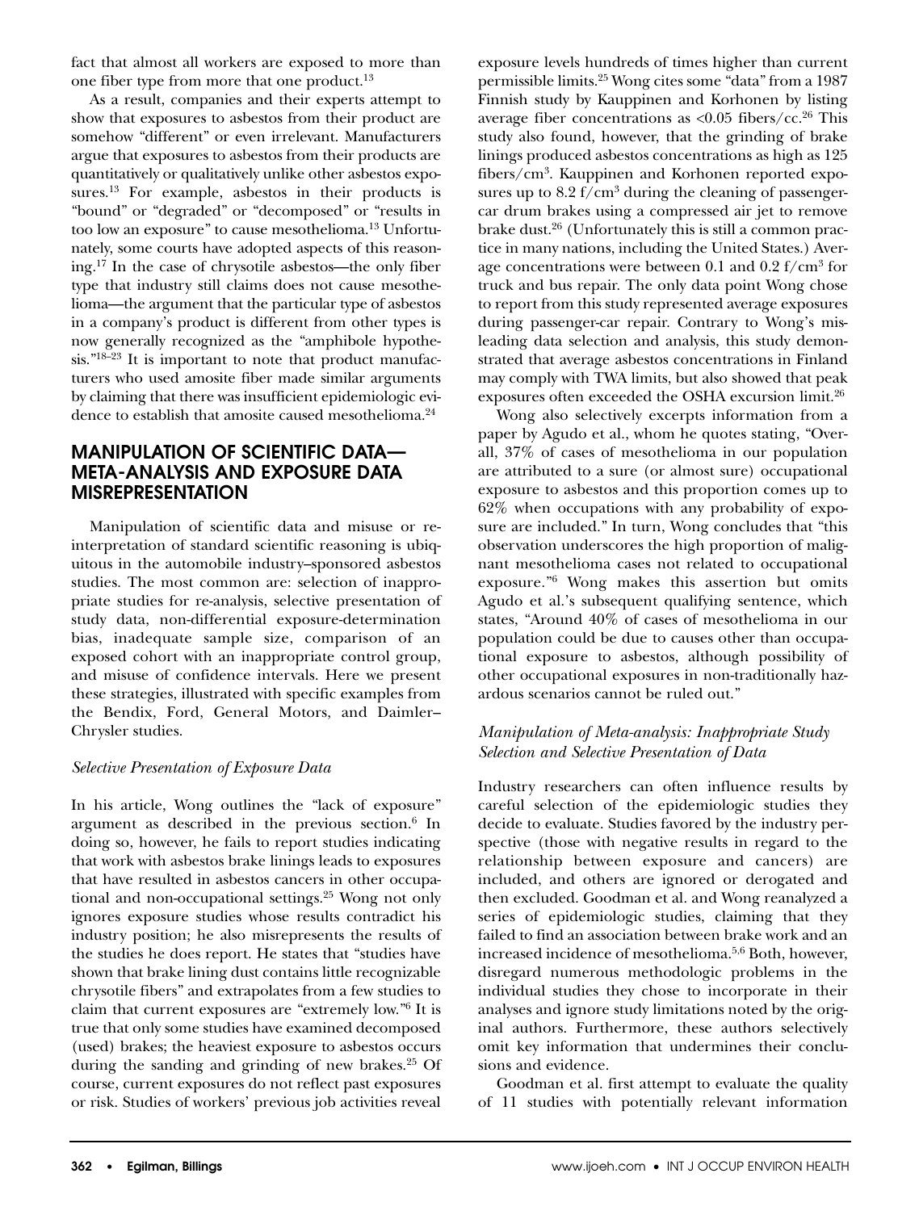fact that almost all workers are exposed to more than one fiber type from more that one product.[13]

As a result, companies and their experts attempt to show that exposures to asbestos from their product are somehow "different" or even irrelevant. Manufacturers argue that exposures to asbestos from their products are quantitatively or qualitatively unlike other asbestos exposures.[13] For example, asbestos in their products is "bound" or "degraded" or "decomposed" or "results in too low an exposure" to cause mesothelioma.[13] Unfortunately, some courts have adopted aspects of this reasoning.[17] In the case of chrysotile asbestos—the only fiber type that industry still claims does not cause mesothelioma—the argument that the particular type of asbestos in a company's product is different from other types is now generally recognized as the "amphibole hypothesis."[18–23] It is important to note that product manufacturers who used amosite fiber made similar arguments by claiming that there was insufficient epidemiologic evidence to establish that amosite caused mesothelioma.[24]

## MANIPULATION OF SCIENTIFIC DATA—META-ANALYSIS AND EXPOSURE DATA MISREPRESENTATION

Manipulation of scientific data and misuse or reinterpretation of standard scientific reasoning is ubiquitous in the automobile industry–sponsored asbestos studies. The most common are: selection of inappropriate studies for re-analysis, selective presentation of study data, non-differential exposure-determination bias, inadequate sample size, comparison of an exposed cohort with an inappropriate control group, and misuse of confidence intervals. Here we present these strategies, illustrated with specific examples from the Bendix, Ford, General Motors, and Daimler–Chrysler studies.

### *Selective Presentation of Exposure Data*

In his article, Wong outlines the "lack of exposure" argument as described in the previous section.[6] In doing so, however, he fails to report studies indicating that work with asbestos brake linings leads to exposures that have resulted in asbestos cancers in other occupational and non-occupational settings.[25] Wong not only ignores exposure studies whose results contradict his industry position; he also misrepresents the results of the studies he does report. He states that "studies have shown that brake lining dust contains little recognizable chrysotile fibers" and extrapolates from a few studies to claim that current exposures are "extremely low."[6] It is true that only some studies have examined decomposed (used) brakes; the heaviest exposure to asbestos occurs during the sanding and grinding of new brakes.[25] Of course, current exposures do not reflect past exposures or risk. Studies of workers' previous job activities reveal exposure levels hundreds of times higher than current permissible limits.[25] Wong cites some "data" from a 1987 Finnish study by Kauppinen and Korhonen by listing average fiber concentrations as <0.05 fibers/cc.[26] This study also found, however, that the grinding of brake linings produced asbestos concentrations as high as 125 fibers/$cm^3$. Kauppinen and Korhonen reported exposures up to 8.2 f/$cm^3$ during the cleaning of passenger-car drum brakes using a compressed air jet to remove brake dust.[26] (Unfortunately this is still a common practice in many nations, including the United States.) Average concentrations were between 0.1 and 0.2 f/$cm^3$ for truck and bus repair. The only data point Wong chose to report from this study represented average exposures during passenger-car repair. Contrary to Wong's misleading data selection and analysis, this study demonstrated that average asbestos concentrations in Finland may comply with TWA limits, but also showed that peak exposures often exceeded the OSHA excursion limit.[26]

Wong also selectively excerpts information from a paper by Agudo et al., whom he quotes stating, "Overall, 37% of cases of mesothelioma in our population are attributed to a sure (or almost sure) occupational exposure to asbestos and this proportion comes up to 62% when occupations with any probability of exposure are included." In turn, Wong concludes that "this observation underscores the high proportion of malignant mesothelioma cases not related to occupational exposure."[6] Wong makes this assertion but omits Agudo et al.'s subsequent qualifying sentence, which states, "Around 40% of cases of mesothelioma in our population could be due to causes other than occupational exposure to asbestos, although possibility of other occupational exposures in non-traditionally hazardous scenarios cannot be ruled out."

### *Manipulation of Meta-analysis: Inappropriate Study Selection and Selective Presentation of Data*

Industry researchers can often influence results by careful selection of the epidemiologic studies they decide to evaluate. Studies favored by the industry perspective (those with negative results in regard to the relationship between exposure and cancers) are included, and others are ignored or derogated and then excluded. Goodman et al. and Wong reanalyzed a series of epidemiologic studies, claiming that they failed to find an association between brake work and an increased incidence of mesothelioma.[5,6] Both, however, disregard numerous methodologic problems in the individual studies they chose to incorporate in their analyses and ignore study limitations noted by the original authors. Furthermore, these authors selectively omit key information that undermines their conclusions and evidence.

Goodman et al. first attempt to evaluate the quality of 11 studies with potentially relevant information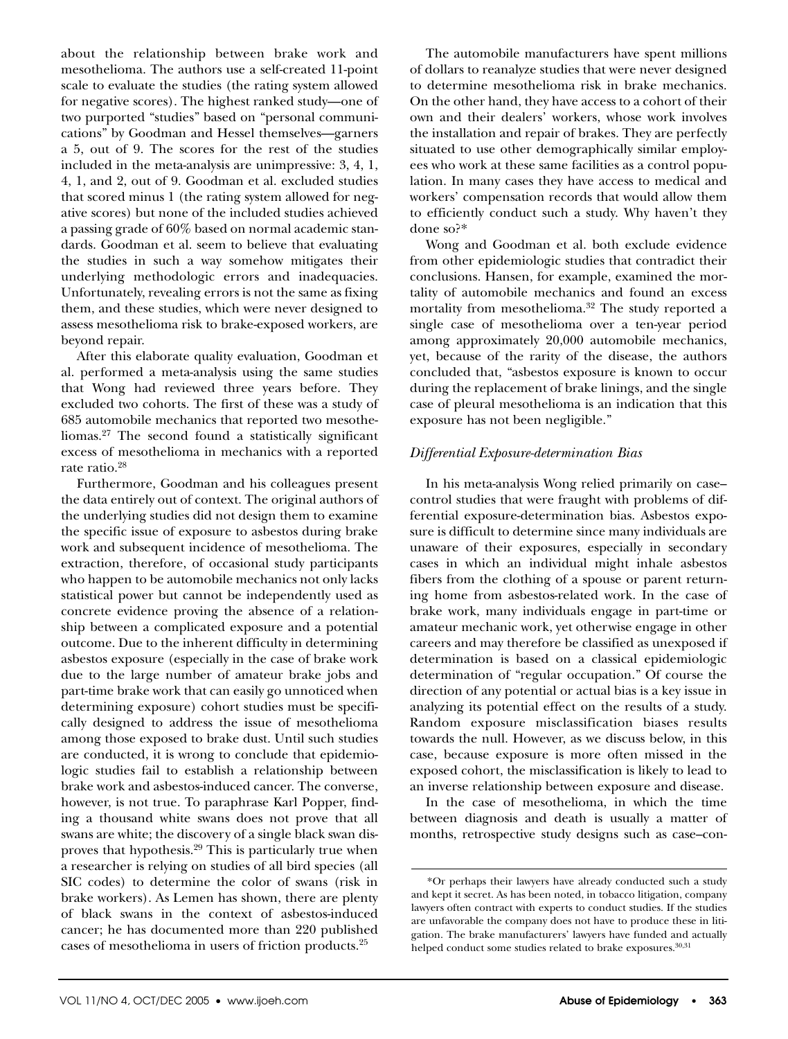about the relationship between brake work and mesothelioma. The authors use a self-created 11-point scale to evaluate the studies (the rating system allowed for negative scores). The highest ranked study—one of two purported "studies" based on "personal communications" by Goodman and Hessel themselves—garners a 5, out of 9. The scores for the rest of the studies included in the meta-analysis are unimpressive: 3, 4, 1, 4, 1, and 2, out of 9. Goodman et al. excluded studies that scored minus 1 (the rating system allowed for negative scores) but none of the included studies achieved a passing grade of 60% based on normal academic standards. Goodman et al. seem to believe that evaluating the studies in such a way somehow mitigates their underlying methodologic errors and inadequacies. Unfortunately, revealing errors is not the same as fixing them, and these studies, which were never designed to assess mesothelioma risk to brake-exposed workers, are beyond repair.

After this elaborate quality evaluation, Goodman et al. performed a meta-analysis using the same studies that Wong had reviewed three years before. They excluded two cohorts. The first of these was a study of 685 automobile mechanics that reported two mesotheliomas.[27] The second found a statistically significant excess of mesothelioma in mechanics with a reported rate ratio.[28]

Furthermore, Goodman and his colleagues present the data entirely out of context. The original authors of the underlying studies did not design them to examine the specific issue of exposure to asbestos during brake work and subsequent incidence of mesothelioma. The extraction, therefore, of occasional study participants who happen to be automobile mechanics not only lacks statistical power but cannot be independently used as concrete evidence proving the absence of a relationship between a complicated exposure and a potential outcome. Due to the inherent difficulty in determining asbestos exposure (especially in the case of brake work due to the large number of amateur brake jobs and part-time brake work that can easily go unnoticed when determining exposure) cohort studies must be specifically designed to address the issue of mesothelioma among those exposed to brake dust. Until such studies are conducted, it is wrong to conclude that epidemiologic studies fail to establish a relationship between brake work and asbestos-induced cancer. The converse, however, is not true. To paraphrase Karl Popper, finding a thousand white swans does not prove that all swans are white; the discovery of a single black swan disproves that hypothesis.[29] This is particularly true when a researcher is relying on studies of all bird species (all SIC codes) to determine the color of swans (risk in brake workers). As Lemen has shown, there are plenty of black swans in the context of asbestos-induced cancer; he has documented more than 220 published cases of mesothelioma in users of friction products.[25]

The automobile manufacturers have spent millions of dollars to reanalyze studies that were never designed to determine mesothelioma risk in brake mechanics. On the other hand, they have access to a cohort of their own and their dealers' workers, whose work involves the installation and repair of brakes. They are perfectly situated to use other demographically similar employees who work at these same facilities as a control population. In many cases they have access to medical and workers' compensation records that would allow them to efficiently conduct such a study. Why haven't they done so?*

Wong and Goodman et al. both exclude evidence from other epidemiologic studies that contradict their conclusions. Hansen, for example, examined the mortality of automobile mechanics and found an excess mortality from mesothelioma.[32] The study reported a single case of mesothelioma over a ten-year period among approximately 20,000 automobile mechanics, yet, because of the rarity of the disease, the authors concluded that, "asbestos exposure is known to occur during the replacement of brake linings, and the single case of pleural mesothelioma is an indication that this exposure has not been negligible."

### *Differential Exposure-determination Bias*

In his meta-analysis Wong relied primarily on case–control studies that were fraught with problems of differential exposure-determination bias. Asbestos exposure is difficult to determine since many individuals are unaware of their exposures, especially in secondary cases in which an individual might inhale asbestos fibers from the clothing of a spouse or parent returning home from asbestos-related work. In the case of brake work, many individuals engage in part-time or amateur mechanic work, yet otherwise engage in other careers and may therefore be classified as unexposed if determination is based on a classical epidemiologic determination of "regular occupation." Of course the direction of any potential or actual bias is a key issue in analyzing its potential effect on the results of a study. Random exposure misclassification biases results towards the null. However, as we discuss below, in this case, because exposure is more often missed in the exposed cohort, the misclassification is likely to lead to an inverse relationship between exposure and disease.

In the case of mesothelioma, in which the time between diagnosis and death is usually a matter of months, retrospective study designs such as case–con-

---

*Or perhaps their lawyers have already conducted such a study and kept it secret. As has been noted, in tobacco litigation, company lawyers often contract with experts to conduct studies. If the studies are unfavorable the company does not have to produce these in litigation. The brake manufacturers' lawyers have funded and actually helped conduct some studies related to brake exposures.[30,31]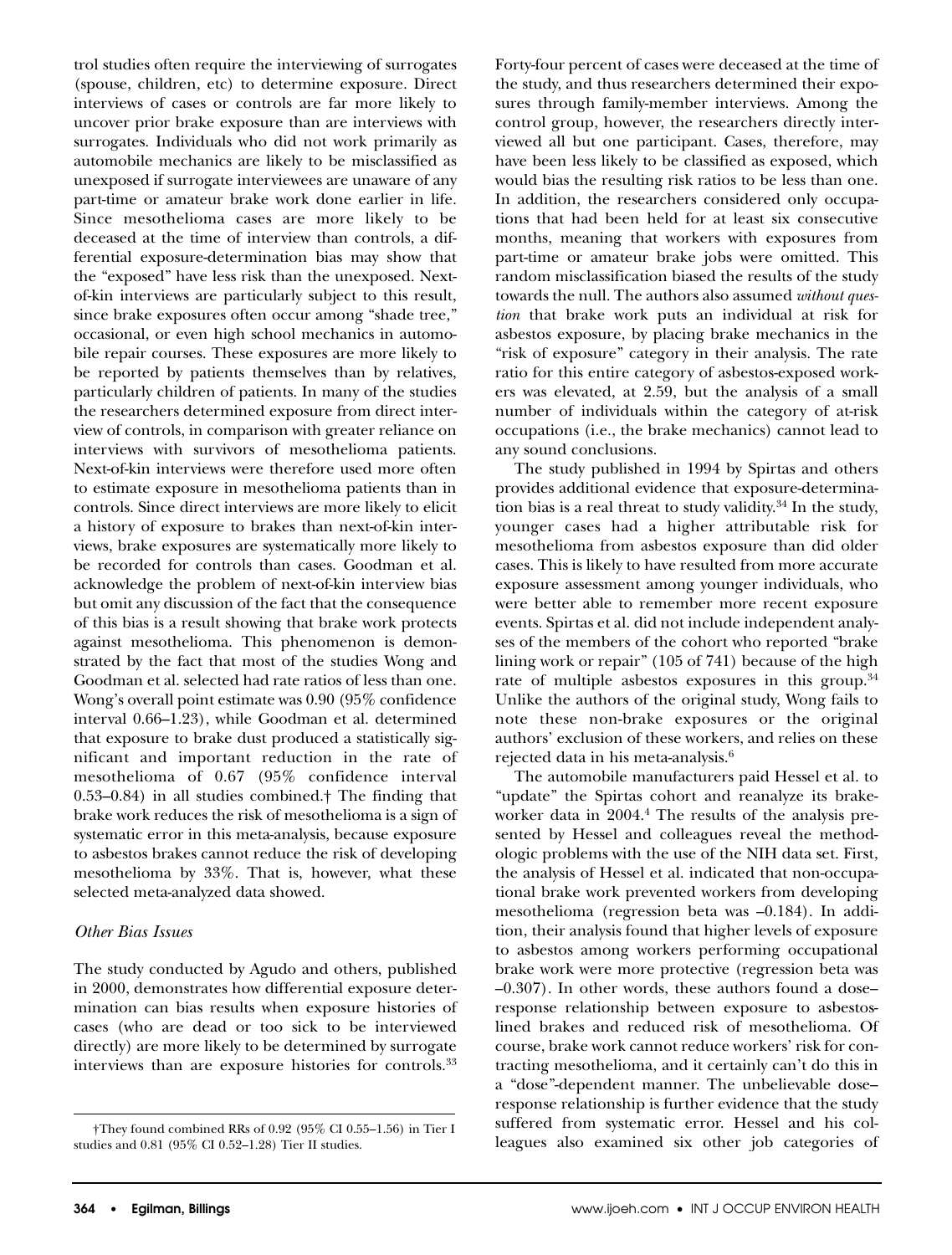trol studies often require the interviewing of surrogates (spouse, children, etc) to determine exposure. Direct interviews of cases or controls are far more likely to uncover prior brake exposure than are interviews with surrogates. Individuals who did not work primarily as automobile mechanics are likely to be misclassified as unexposed if surrogate interviewees are unaware of any part-time or amateur brake work done earlier in life. Since mesothelioma cases are more likely to be deceased at the time of interview than controls, a differential exposure-determination bias may show that the "exposed" have less risk than the unexposed. Next-of-kin interviews are particularly subject to this result, since brake exposures often occur among "shade tree," occasional, or even high school mechanics in automobile repair courses. These exposures are more likely to be reported by patients themselves than by relatives, particularly children of patients. In many of the studies the researchers determined exposure from direct interview of controls, in comparison with greater reliance on interviews with survivors of mesothelioma patients. Next-of-kin interviews were therefore used more often to estimate exposure in mesothelioma patients than in controls. Since direct interviews are more likely to elicit a history of exposure to brakes than next-of-kin interviews, brake exposures are systematically more likely to be recorded for controls than cases. Goodman et al. acknowledge the problem of next-of-kin interview bias but omit any discussion of the fact that the consequence of this bias is a result showing that brake work protects against mesothelioma. This phenomenon is demonstrated by the fact that most of the studies Wong and Goodman et al. selected had rate ratios of less than one. Wong's overall point estimate was 0.90 (95% confidence interval 0.66–1.23), while Goodman et al. determined that exposure to brake dust produced a statistically significant and important reduction in the rate of mesothelioma of 0.67 (95% confidence interval 0.53–0.84) in all studies combined.† The finding that brake work reduces the risk of mesothelioma is a sign of systematic error in this meta-analysis, because exposure to asbestos brakes cannot reduce the risk of developing mesothelioma by 33%. That is, however, what these selected meta-analyzed data showed.

### Other Bias Issues

The study conducted by Agudo and others, published in 2000, demonstrates how differential exposure determination can bias results when exposure histories of cases (who are dead or too sick to be interviewed directly) are more likely to be determined by surrogate interviews than are exposure histories for controls.[33] Forty-four percent of cases were deceased at the time of the study, and thus researchers determined their exposures through family-member interviews. Among the control group, however, the researchers directly interviewed all but one participant. Cases, therefore, may have been less likely to be classified as exposed, which would bias the resulting risk ratios to be less than one. In addition, the researchers considered only occupations that had been held for at least six consecutive months, meaning that workers with exposures from part-time or amateur brake jobs were omitted. This random misclassification biased the results of the study towards the null. The authors also assumed *without question* that brake work puts an individual at risk for asbestos exposure, by placing brake mechanics in the "risk of exposure" category in their analysis. The rate ratio for this entire category of asbestos-exposed workers was elevated, at 2.59, but the analysis of a small number of individuals within the category of at-risk occupations (i.e., the brake mechanics) cannot lead to any sound conclusions.

The study published in 1994 by Spirtas and others provides additional evidence that exposure-determination bias is a real threat to study validity.[34] In the study, younger cases had a higher attributable risk for mesothelioma from asbestos exposure than did older cases. This is likely to have resulted from more accurate exposure assessment among younger individuals, who were better able to remember more recent exposure events. Spirtas et al. did not include independent analyses of the members of the cohort who reported "brake lining work or repair" (105 of 741) because of the high rate of multiple asbestos exposures in this group.[34] Unlike the authors of the original study, Wong fails to note these non-brake exposures or the original authors' exclusion of these workers, and relies on these rejected data in his meta-analysis.[6]

The automobile manufacturers paid Hessel et al. to "update" the Spirtas cohort and reanalyze its brake-worker data in 2004.[4] The results of the analysis presented by Hessel and colleagues reveal the methodologic problems with the use of the NIH data set. First, the analysis of Hessel et al. indicated that non-occupational brake work prevented workers from developing mesothelioma (regression beta was –0.184). In addition, their analysis found that higher levels of exposure to asbestos among workers performing occupational brake work were more protective (regression beta was –0.307). In other words, these authors found a dose–response relationship between exposure to asbestos-lined brakes and reduced risk of mesothelioma. Of course, brake work cannot reduce workers' risk for contracting mesothelioma, and it certainly can't do this in a "dose"-dependent manner. The unbelievable dose–response relationship is further evidence that the study suffered from systematic error. Hessel and his colleagues also examined six other job categories of

†They found combined RRs of 0.92 (95% CI 0.55–1.56) in Tier I studies and 0.81 (95% CI 0.52–1.28) Tier II studies.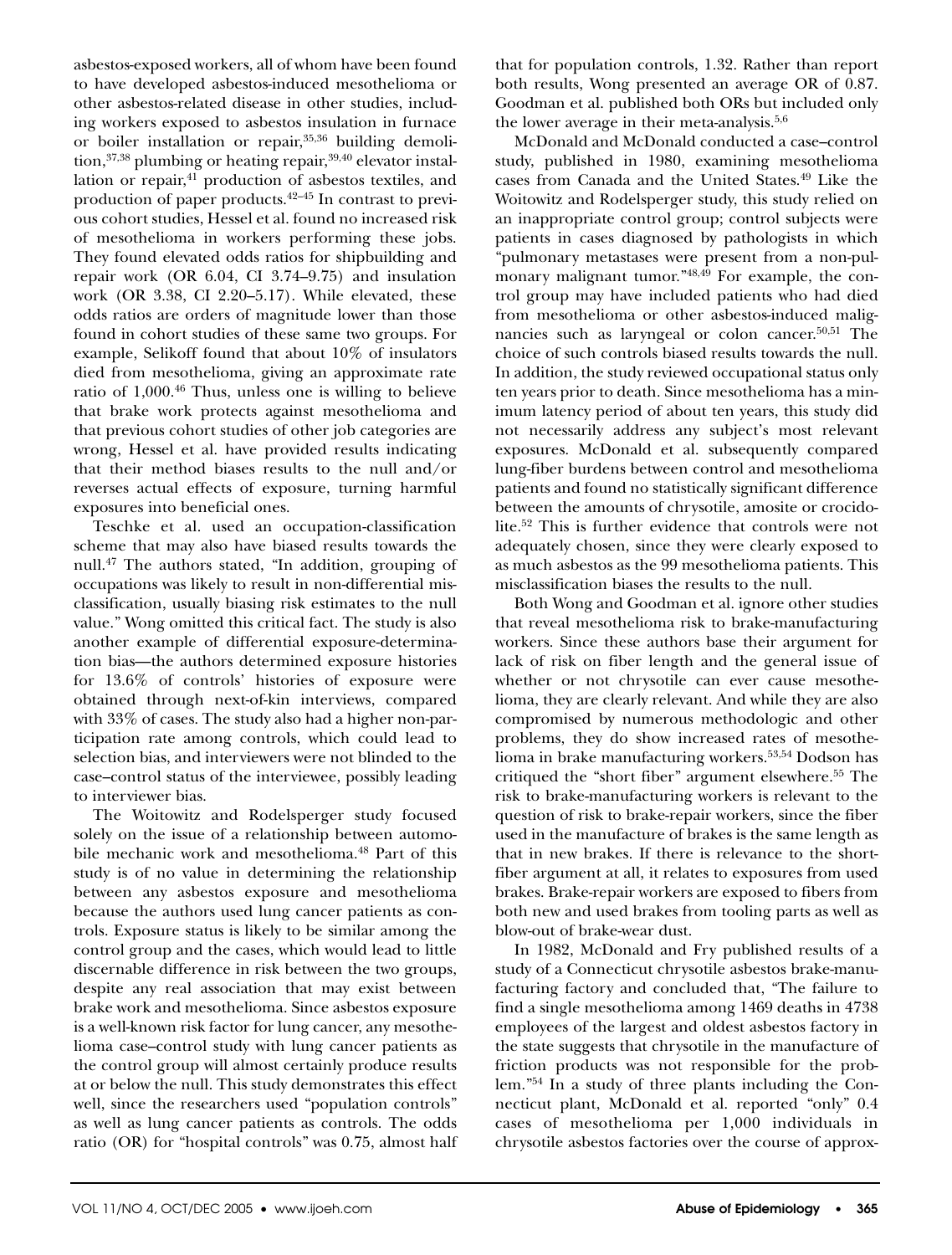asbestos-exposed workers, all of whom have been found to have developed asbestos-induced mesothelioma or other asbestos-related disease in other studies, including workers exposed to asbestos insulation in furnace or boiler installation or repair,[35,36] building demolition,[37,38] plumbing or heating repair,[39,40] elevator installation or repair,[41] production of asbestos textiles, and production of paper products.[42–45] In contrast to previous cohort studies, Hessel et al. found no increased risk of mesothelioma in workers performing these jobs. They found elevated odds ratios for shipbuilding and repair work (OR 6.04, CI 3.74–9.75) and insulation work (OR 3.38, CI 2.20–5.17). While elevated, these odds ratios are orders of magnitude lower than those found in cohort studies of these same two groups. For example, Selikoff found that about 10% of insulators died from mesothelioma, giving an approximate rate ratio of 1,000.[46] Thus, unless one is willing to believe that brake work protects against mesothelioma and that previous cohort studies of other job categories are wrong, Hessel et al. have provided results indicating that their method biases results to the null and/or reverses actual effects of exposure, turning harmful exposures into beneficial ones.

Teschke et al. used an occupation-classification scheme that may also have biased results towards the null.[47] The authors stated, "In addition, grouping of occupations was likely to result in non-differential misclassification, usually biasing risk estimates to the null value." Wong omitted this critical fact. The study is also another example of differential exposure-determination bias—the authors determined exposure histories for 13.6% of controls' histories of exposure were obtained through next-of-kin interviews, compared with 33% of cases. The study also had a higher non-participation rate among controls, which could lead to selection bias, and interviewers were not blinded to the case–control status of the interviewee, possibly leading to interviewer bias.

The Woitowitz and Rodelsperger study focused solely on the issue of a relationship between automobile mechanic work and mesothelioma.[48] Part of this study is of no value in determining the relationship between any asbestos exposure and mesothelioma because the authors used lung cancer patients as controls. Exposure status is likely to be similar among the control group and the cases, which would lead to little discernable difference in risk between the two groups, despite any real association that may exist between brake work and mesothelioma. Since asbestos exposure is a well-known risk factor for lung cancer, any mesothelioma case–control study with lung cancer patients as the control group will almost certainly produce results at or below the null. This study demonstrates this effect well, since the researchers used "population controls" as well as lung cancer patients as controls. The odds ratio (OR) for "hospital controls" was 0.75, almost half that for population controls, 1.32. Rather than report both results, Wong presented an average OR of 0.87. Goodman et al. published both ORs but included only the lower average in their meta-analysis.[5,6]

McDonald and McDonald conducted a case–control study, published in 1980, examining mesothelioma cases from Canada and the United States.[49] Like the Woitowitz and Rodelsperger study, this study relied on an inappropriate control group; control subjects were patients in cases diagnosed by pathologists in which "pulmonary metastases were present from a non-pulmonary malignant tumor."[48,49] For example, the control group may have included patients who had died from mesothelioma or other asbestos-induced malignancies such as laryngeal or colon cancer.[50,51] The choice of such controls biased results towards the null. In addition, the study reviewed occupational status only ten years prior to death. Since mesothelioma has a minimum latency period of about ten years, this study did not necessarily address any subject's most relevant exposures. McDonald et al. subsequently compared lung-fiber burdens between control and mesothelioma patients and found no statistically significant difference between the amounts of chrysotile, amosite or crocidolite.[52] This is further evidence that controls were not adequately chosen, since they were clearly exposed to as much asbestos as the 99 mesothelioma patients. This misclassification biases the results to the null.

Both Wong and Goodman et al. ignore other studies that reveal mesothelioma risk to brake-manufacturing workers. Since these authors base their argument for lack of risk on fiber length and the general issue of whether or not chrysotile can ever cause mesothelioma, they are clearly relevant. And while they are also compromised by numerous methodologic and other problems, they do show increased rates of mesothelioma in brake manufacturing workers.[53,54] Dodson has critiqued the "short fiber" argument elsewhere.[55] The risk to brake-manufacturing workers is relevant to the question of risk to brake-repair workers, since the fiber used in the manufacture of brakes is the same length as that in new brakes. If there is relevance to the short-fiber argument at all, it relates to exposures from used brakes. Brake-repair workers are exposed to fibers from both new and used brakes from tooling parts as well as blow-out of brake-wear dust.

In 1982, McDonald and Fry published results of a study of a Connecticut chrysotile asbestos brake-manufacturing factory and concluded that, "The failure to find a single mesothelioma among 1469 deaths in 4738 employees of the largest and oldest asbestos factory in the state suggests that chrysotile in the manufacture of friction products was not responsible for the problem."[54] In a study of three plants including the Connecticut plant, McDonald et al. reported "only" 0.4 cases of mesothelioma per 1,000 individuals in chrysotile asbestos factories over the course of approx-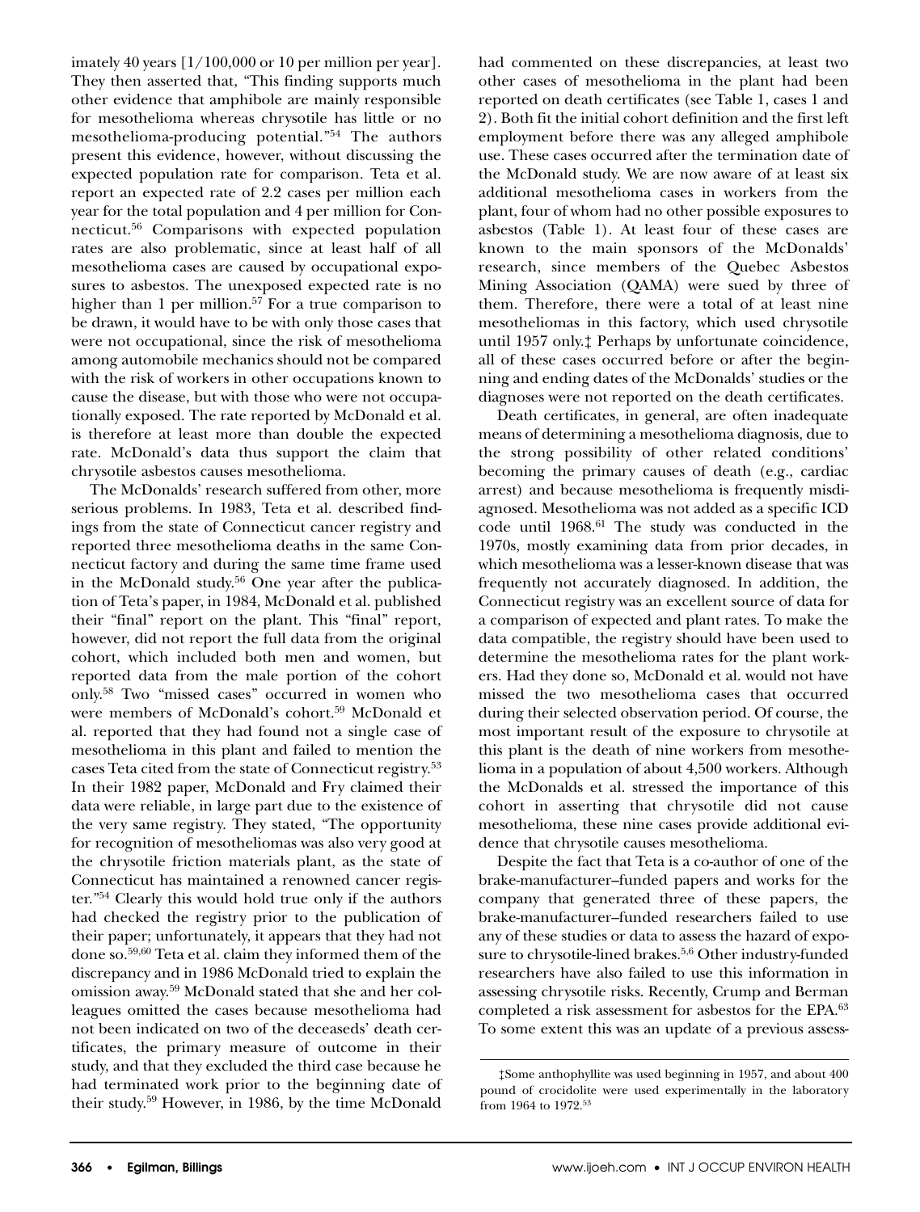imately 40 years [1/100,000 or 10 per million per year]. They then asserted that, "This finding supports much other evidence that amphibole are mainly responsible for mesothelioma whereas chrysotile has little or no mesothelioma-producing potential."[54] The authors present this evidence, however, without discussing the expected population rate for comparison. Teta et al. report an expected rate of 2.2 cases per million each year for the total population and 4 per million for Connecticut.[56] Comparisons with expected population rates are also problematic, since at least half of all mesothelioma cases are caused by occupational exposures to asbestos. The unexposed expected rate is no higher than 1 per million.[57] For a true comparison to be drawn, it would have to be with only those cases that were not occupational, since the risk of mesothelioma among automobile mechanics should not be compared with the risk of workers in other occupations known to cause the disease, but with those who were not occupationally exposed. The rate reported by McDonald et al. is therefore at least more than double the expected rate. McDonald's data thus support the claim that chrysotile asbestos causes mesothelioma.

The McDonalds' research suffered from other, more serious problems. In 1983, Teta et al. described findings from the state of Connecticut cancer registry and reported three mesothelioma deaths in the same Connecticut factory and during the same time frame used in the McDonald study.[56] One year after the publication of Teta's paper, in 1984, McDonald et al. published their "final" report on the plant. This "final" report, however, did not report the full data from the original cohort, which included both men and women, but reported data from the male portion of the cohort only.[58] Two "missed cases" occurred in women who were members of McDonald's cohort.[59] McDonald et al. reported that they had found not a single case of mesothelioma in this plant and failed to mention the cases Teta cited from the state of Connecticut registry.[53] In their 1982 paper, McDonald and Fry claimed their data were reliable, in large part due to the existence of the very same registry. They stated, "The opportunity for recognition of mesotheliomas was also very good at the chrysotile friction materials plant, as the state of Connecticut has maintained a renowned cancer register."[54] Clearly this would hold true only if the authors had checked the registry prior to the publication of their paper; unfortunately, it appears that they had not done so.[59,60] Teta et al. claim they informed them of the discrepancy and in 1986 McDonald tried to explain the omission away.[59] McDonald stated that she and her colleagues omitted the cases because mesothelioma had not been indicated on two of the deceaseds' death certificates, the primary measure of outcome in their study, and that they excluded the third case because he had terminated work prior to the beginning date of their study.[59] However, in 1986, by the time McDonald had commented on these discrepancies, at least two other cases of mesothelioma in the plant had been reported on death certificates (see Table 1, cases 1 and 2). Both fit the initial cohort definition and the first left employment before there was any alleged amphibole use. These cases occurred after the termination date of the McDonald study. We are now aware of at least six additional mesothelioma cases in workers from the plant, four of whom had no other possible exposures to asbestos (Table 1). At least four of these cases are known to the main sponsors of the McDonalds' research, since members of the Quebec Asbestos Mining Association (QAMA) were sued by three of them. Therefore, there were a total of at least nine mesotheliomas in this factory, which used chrysotile until 1957 only.‡ Perhaps by unfortunate coincidence, all of these cases occurred before or after the beginning and ending dates of the McDonalds' studies or the diagnoses were not reported on the death certificates.

Death certificates, in general, are often inadequate means of determining a mesothelioma diagnosis, due to the strong possibility of other related conditions' becoming the primary causes of death (e.g., cardiac arrest) and because mesothelioma is frequently misdiagnosed. Mesothelioma was not added as a specific ICD code until 1968.[61] The study was conducted in the 1970s, mostly examining data from prior decades, in which mesothelioma was a lesser-known disease that was frequently not accurately diagnosed. In addition, the Connecticut registry was an excellent source of data for a comparison of expected and plant rates. To make the data compatible, the registry should have been used to determine the mesothelioma rates for the plant workers. Had they done so, McDonald et al. would not have missed the two mesothelioma cases that occurred during their selected observation period. Of course, the most important result of the exposure to chrysotile at this plant is the death of nine workers from mesothelioma in a population of about 4,500 workers. Although the McDonalds et al. stressed the importance of this cohort in asserting that chrysotile did not cause mesothelioma, these nine cases provide additional evidence that chrysotile causes mesothelioma.

Despite the fact that Teta is a co-author of one of the brake-manufacturer–funded papers and works for the company that generated three of these papers, the brake-manufacturer–funded researchers failed to use any of these studies or data to assess the hazard of exposure to chrysotile-lined brakes.[5,6] Other industry-funded researchers have also failed to use this information in assessing chrysotile risks. Recently, Crump and Berman completed a risk assessment for asbestos for the EPA.[63] To some extent this was an update of a previous assess-

‡Some anthophyllite was used beginning in 1957, and about 400 pound of crocidolite were used experimentally in the laboratory from 1964 to 1972.[53]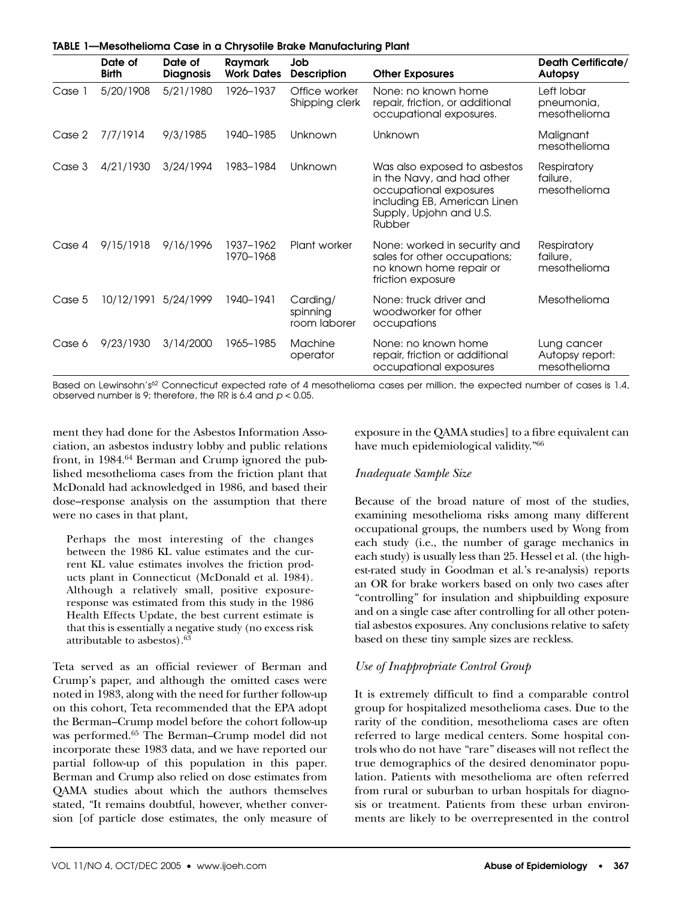**TABLE 1—Mesothelioma Case in a Chrysotile Brake Manufacturing Plant**

| | Date of Birth | Date of Diagnosis | Raymark Work Dates | Job Description | Other Exposures | Death Certificate/ Autopsy |
|---|---|---|---|---|---|---|
| Case 1 | 5/20/1908 | 5/21/1980 | 1926–1937 | Office worker Shipping clerk | None: no known home repair, friction, or additional occupational exposures. | Left lobar pneumonia, mesothelioma |
| Case 2 | 7/7/1914 | 9/3/1985 | 1940–1985 | Unknown | Unknown | Malignant mesothelioma |
| Case 3 | 4/21/1930 | 3/24/1994 | 1983–1984 | Unknown | Was also exposed to asbestos in the Navy, and had other occupational exposures including EB, American Linen Supply, Upjohn and U.S. Rubber | Respiratory failure, mesothelioma |
| Case 4 | 9/15/1918 | 9/16/1996 | 1937–1962 1970–1968 | Plant worker | None: worked in security and sales for other occupations; no known home repair or friction exposure | Respiratory failure, mesothelioma |
| Case 5 | 10/12/1991 | 5/24/1999 | 1940–1941 | Carding/ spinning room laborer | None: truck driver and woodworker for other occupations | Mesothelioma |
| Case 6 | 9/23/1930 | 3/14/2000 | 1965–1985 | Machine operator | None: no known home repair, friction or additional occupational exposures | Lung cancer Autopsy report: mesothelioma |

Based on Lewinsohn's[62] Connecticut expected rate of 4 mesothelioma cases per million, the expected number of cases is 1.4, observed number is 9; therefore, the RR is 6.4 and $p < 0.05$.

ment they had done for the Asbestos Information Association, an asbestos industry lobby and public relations front, in 1984.[64] Berman and Crump ignored the published mesothelioma cases from the friction plant that McDonald had acknowledged in 1986, and based their dose–response analysis on the assumption that there were no cases in that plant,

> Perhaps the most interesting of the changes between the 1986 KL value estimates and the current KL value estimates involves the friction products plant in Connecticut (McDonald et al. 1984). Although a relatively small, positive exposure-response was estimated from this study in the 1986 Health Effects Update, the best current estimate is that this is essentially a negative study (no excess risk attributable to asbestos).[63]

Teta served as an official reviewer of Berman and Crump's paper, and although the omitted cases were noted in 1983, along with the need for further follow-up on this cohort, Teta recommended that the EPA adopt the Berman–Crump model before the cohort follow-up was performed.[65] The Berman–Crump model did not incorporate these 1983 data, and we have reported our partial follow-up of this population in this paper. Berman and Crump also relied on dose estimates from QAMA studies about which the authors themselves stated, "It remains doubtful, however, whether conversion [of particle dose estimates, the only measure of exposure in the QAMA studies] to a fibre equivalent can have much epidemiological validity."[66]

### *Inadequate Sample Size*

Because of the broad nature of most of the studies, examining mesothelioma risks among many different occupational groups, the numbers used by Wong from each study (i.e., the number of garage mechanics in each study) is usually less than 25. Hessel et al. (the highest-rated study in Goodman et al.'s re-analysis) reports an OR for brake workers based on only two cases after "controlling" for insulation and shipbuilding exposure and on a single case after controlling for all other potential asbestos exposures. Any conclusions relative to safety based on these tiny sample sizes are reckless.

### *Use of Inappropriate Control Group*

It is extremely difficult to find a comparable control group for hospitalized mesothelioma cases. Due to the rarity of the condition, mesothelioma cases are often referred to large medical centers. Some hospital controls who do not have "rare" diseases will not reflect the true demographics of the desired denominator population. Patients with mesothelioma are often referred from rural or suburban to urban hospitals for diagnosis or treatment. Patients from these urban environments are likely to be overrepresented in the control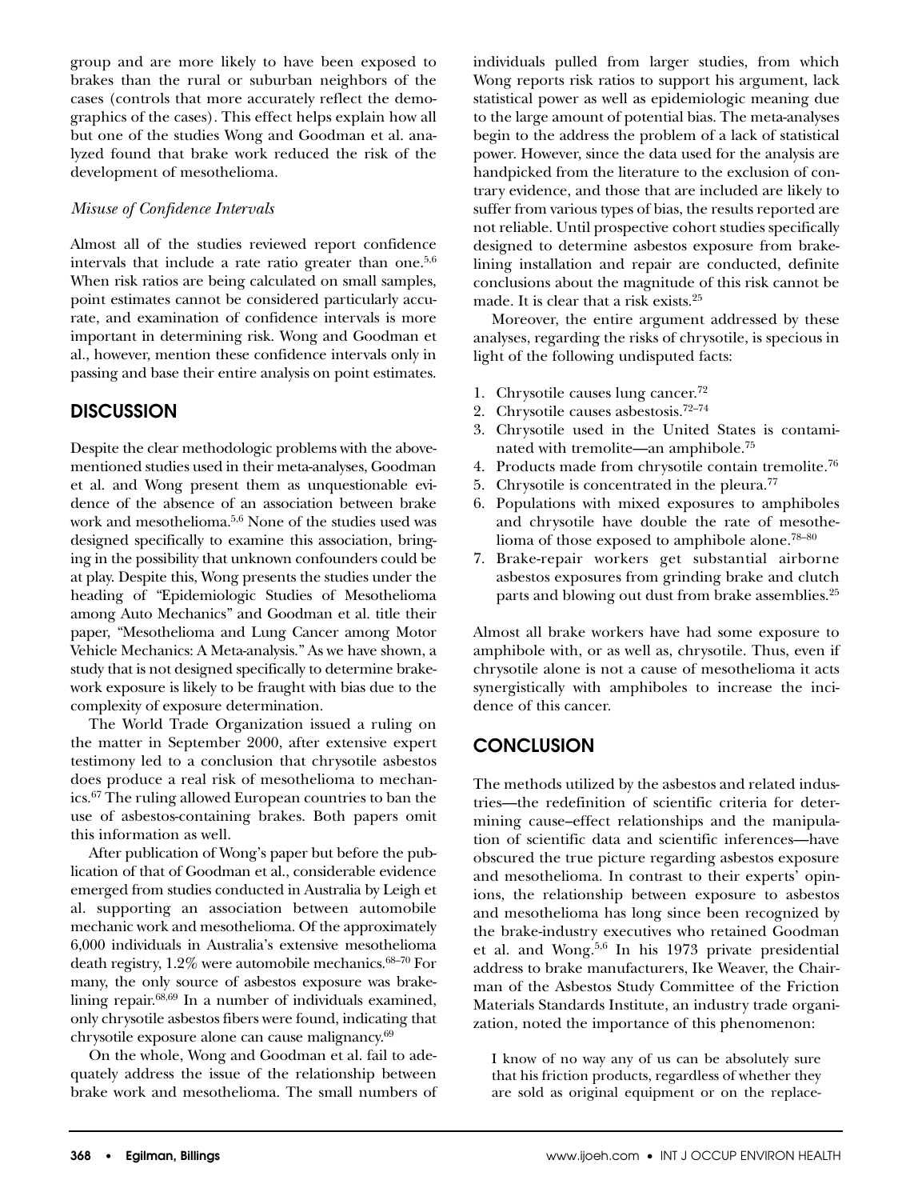group and are more likely to have been exposed to brakes than the rural or suburban neighbors of the cases (controls that more accurately reflect the demographics of the cases). This effect helps explain how all but one of the studies Wong and Goodman et al. analyzed found that brake work reduced the risk of the development of mesothelioma.

*Misuse of Confidence Intervals*

Almost all of the studies reviewed report confidence intervals that include a rate ratio greater than one.[5,6] When risk ratios are being calculated on small samples, point estimates cannot be considered particularly accurate, and examination of confidence intervals is more important in determining risk. Wong and Goodman et al., however, mention these confidence intervals only in passing and base their entire analysis on point estimates.

## DISCUSSION

Despite the clear methodologic problems with the above-mentioned studies used in their meta-analyses, Goodman et al. and Wong present them as unquestionable evidence of the absence of an association between brake work and mesothelioma.[5,6] None of the studies used was designed specifically to examine this association, bringing in the possibility that unknown confounders could be at play. Despite this, Wong presents the studies under the heading of "Epidemiologic Studies of Mesothelioma among Auto Mechanics" and Goodman et al. title their paper, "Mesothelioma and Lung Cancer among Motor Vehicle Mechanics: A Meta-analysis." As we have shown, a study that is not designed specifically to determine brake-work exposure is likely to be fraught with bias due to the complexity of exposure determination.

The World Trade Organization issued a ruling on the matter in September 2000, after extensive expert testimony led to a conclusion that chrysotile asbestos does produce a real risk of mesothelioma to mechanics.[67] The ruling allowed European countries to ban the use of asbestos-containing brakes. Both papers omit this information as well.

After publication of Wong's paper but before the publication of that of Goodman et al., considerable evidence emerged from studies conducted in Australia by Leigh et al. supporting an association between automobile mechanic work and mesothelioma. Of the approximately 6,000 individuals in Australia's extensive mesothelioma death registry, 1.2% were automobile mechanics.[68–70] For many, the only source of asbestos exposure was brake-lining repair.[68,69] In a number of individuals examined, only chrysotile asbestos fibers were found, indicating that chrysotile exposure alone can cause malignancy.[69]

On the whole, Wong and Goodman et al. fail to adequately address the issue of the relationship between brake work and mesothelioma. The small numbers of individuals pulled from larger studies, from which Wong reports risk ratios to support his argument, lack statistical power as well as epidemiologic meaning due to the large amount of potential bias. The meta-analyses begin to the address the problem of a lack of statistical power. However, since the data used for the analysis are handpicked from the literature to the exclusion of contrary evidence, and those that are included are likely to suffer from various types of bias, the results reported are not reliable. Until prospective cohort studies specifically designed to determine asbestos exposure from brake-lining installation and repair are conducted, definite conclusions about the magnitude of this risk cannot be made. It is clear that a risk exists.[25]

Moreover, the entire argument addressed by these analyses, regarding the risks of chrysotile, is specious in light of the following undisputed facts:

1. Chrysotile causes lung cancer.[72]
2. Chrysotile causes asbestosis.[72–74]
3. Chrysotile used in the United States is contaminated with tremolite—an amphibole.[75]
4. Products made from chrysotile contain tremolite.[76]
5. Chrysotile is concentrated in the pleura.[77]
6. Populations with mixed exposures to amphiboles and chrysotile have double the rate of mesothelioma of those exposed to amphibole alone.[78–80]
7. Brake-repair workers get substantial airborne asbestos exposures from grinding brake and clutch parts and blowing out dust from brake assemblies.[25]

Almost all brake workers have had some exposure to amphibole with, or as well as, chrysotile. Thus, even if chrysotile alone is not a cause of mesothelioma it acts synergistically with amphiboles to increase the incidence of this cancer.

## CONCLUSION

The methods utilized by the asbestos and related industries—the redefinition of scientific criteria for determining cause–effect relationships and the manipulation of scientific data and scientific inferences—have obscured the true picture regarding asbestos exposure and mesothelioma. In contrast to their experts' opinions, the relationship between exposure to asbestos and mesothelioma has long since been recognized by the brake-industry executives who retained Goodman et al. and Wong.[5,6] In his 1973 private presidential address to brake manufacturers, Ike Weaver, the Chairman of the Asbestos Study Committee of the Friction Materials Standards Institute, an industry trade organization, noted the importance of this phenomenon:

> I know of no way any of us can be absolutely sure that his friction products, regardless of whether they are sold as original equipment or on the replace-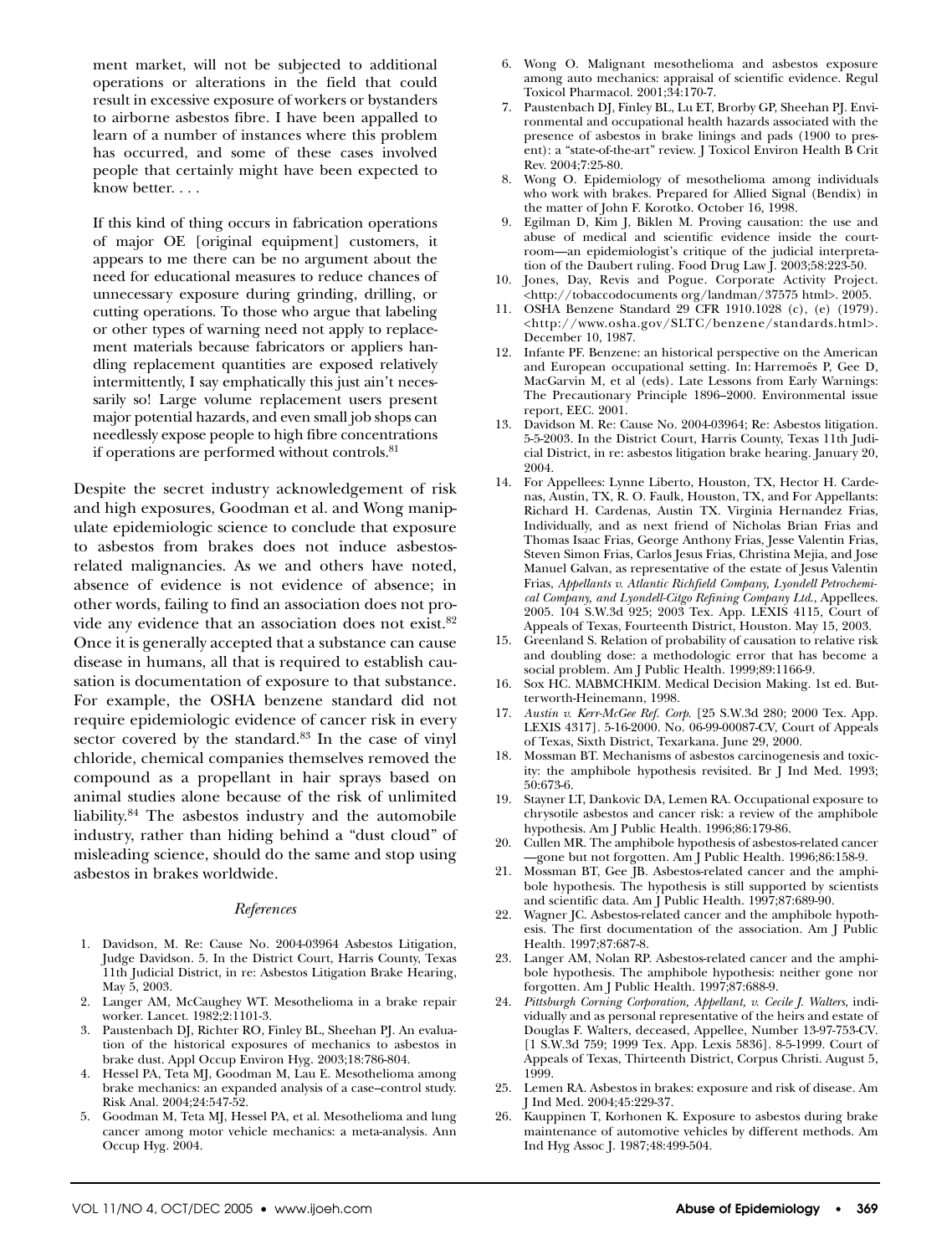ment market, will not be subjected to additional operations or alterations in the field that could result in excessive exposure of workers or bystanders to airborne asbestos fibre. I have been appalled to learn of a number of instances where this problem has occurred, and some of these cases involved people that certainly might have been expected to know better. . . .

> If this kind of thing occurs in fabrication operations of major OE [original equipment] customers, it appears to me there can be no argument about the need for educational measures to reduce chances of unnecessary exposure during grinding, drilling, or cutting operations. To those who argue that labeling or other types of warning need not apply to replacement materials because fabricators or appliers handling replacement quantities are exposed relatively intermittently, I say emphatically this just ain't necessarily so! Large volume replacement users present major potential hazards, and even small job shops can needlessly expose people to high fibre concentrations if operations are performed without controls.[81]

Despite the secret industry acknowledgement of risk and high exposures, Goodman et al. and Wong manipulate epidemiologic science to conclude that exposure to asbestos from brakes does not induce asbestos-related malignancies. As we and others have noted, absence of evidence is not evidence of absence; in other words, failing to find an association does not provide any evidence that an association does not exist.[82] Once it is generally accepted that a substance can cause disease in humans, all that is required to establish causation is documentation of exposure to that substance. For example, the OSHA benzene standard did not require epidemiologic evidence of cancer risk in every sector covered by the standard.[83] In the case of vinyl chloride, chemical companies themselves removed the compound as a propellant in hair sprays based on animal studies alone because of the risk of unlimited liability.[84] The asbestos industry and the automobile industry, rather than hiding behind a "dust cloud" of misleading science, should do the same and stop using asbestos in brakes worldwide.

## References

1. Davidson, M. Re: Cause No. 2004-03964 Asbestos Litigation, Judge Davidson. 5. In the District Court, Harris County, Texas 11th Judicial District, in re: Asbestos Litigation Brake Hearing, May 5, 2003.
2. Langer AM, McCaughey WT. Mesothelioma in a brake repair worker. Lancet. 1982;2:1101-3.
3. Paustenbach DJ, Richter RO, Finley BL, Sheehan PJ. An evaluation of the historical exposures of mechanics to asbestos in brake dust. Appl Occup Environ Hyg. 2003;18:786-804.
4. Hessel PA, Teta MJ, Goodman M, Lau E. Mesothelioma among brake mechanics: an expanded analysis of a case–control study. Risk Anal. 2004;24:547-52.
5. Goodman M, Teta MJ, Hessel PA, et al. Mesothelioma and lung cancer among motor vehicle mechanics: a meta-analysis. Ann Occup Hyg. 2004.
6. Wong O. Malignant mesothelioma and asbestos exposure among auto mechanics: appraisal of scientific evidence. Regul Toxicol Pharmacol. 2001;34:170-7.
7. Paustenbach DJ, Finley BL, Lu ET, Brorby GP, Sheehan PJ. Environmental and occupational health hazards associated with the presence of asbestos in brake linings and pads (1900 to present): a "state-of-the-art" review. J Toxicol Environ Health B Crit Rev. 2004;7:25-80.
8. Wong O. Epidemiology of mesothelioma among individuals who work with brakes. Prepared for Allied Signal (Bendix) in the matter of John F. Korotko. October 16, 1998.
9. Egilman D, Kim J, Biklen M. Proving causation: the use and abuse of medical and scientific evidence inside the courtroom—an epidemiologist's critique of the judicial interpretation of the Daubert ruling. Food Drug Law J. 2003;58:223-50.
10. Jones, Day, Revis and Pogue. Corporate Activity Project. <http://tobaccodocuments org/landman/37575 html>. 2005.
11. OSHA Benzene Standard 29 CFR 1910.1028 (c), (e) (1979). <http://www.osha.gov/SLTC/benzene/standards.html>. December 10, 1987.
12. Infante PF. Benzene: an historical perspective on the American and European occupational setting. In: Harremoës P, Gee D, MacGarvin M, et al (eds). Late Lessons from Early Warnings: The Precautionary Principle 1896–2000. Environmental issue report, EEC. 2001.
13. Davidson M. Re: Cause No. 2004-03964; Re: Asbestos litigation. 5-5-2003. In the District Court, Harris County, Texas 11th Judicial District, in re: asbestos litigation brake hearing. January 20, 2004.
14. For Appellees: Lynne Liberto, Houston, TX, Hector H. Cardenas, Austin, TX, R. O. Faulk, Houston, TX, and For Appellants: Richard H. Cardenas, Austin TX. Virginia Hernandez Frias, Individually, and as next friend of Nicholas Brian Frias and Thomas Isaac Frias, George Anthony Frias, Jesse Valentin Frias, Steven Simon Frias, Carlos Jesus Frias, Christina Mejia, and Jose Manuel Galvan, as representative of the estate of Jesus Valentin Frias, *Appellants v. Atlantic Richfield Company, Lyondell Petrochemical Company, and Lyondell-Citgo Refining Company Ltd.*, Appellees. 2005. 104 S.W.3d 925; 2003 Tex. App. LEXIS 4115, Court of Appeals of Texas, Fourteenth District, Houston. May 15, 2003.
15. Greenland S. Relation of probability of causation to relative risk and doubling dose: a methodologic error that has become a social problem. Am J Public Health. 1999;89:1166-9.
16. Sox HC. MABMCHKIM. Medical Decision Making. 1st ed. Butterworth-Heinemann, 1998.
17. *Austin v. Kerr-McGee Ref. Corp.* [25 S.W.3d 280; 2000 Tex. App. LEXIS 4317]. 5-16-2000. No. 06-99-00087-CV, Court of Appeals of Texas, Sixth District, Texarkana. June 29, 2000.
18. Mossman BT. Mechanisms of asbestos carcinogenesis and toxicity: the amphibole hypothesis revisited. Br J Ind Med. 1993; 50:673-6.
19. Stayner LT, Dankovic DA, Lemen RA. Occupational exposure to chrysotile asbestos and cancer risk: a review of the amphibole hypothesis. Am J Public Health. 1996;86:179-86.
20. Cullen MR. The amphibole hypothesis of asbestos-related cancer—gone but not forgotten. Am J Public Health. 1996;86:158-9.
21. Mossman BT, Gee JB. Asbestos-related cancer and the amphibole hypothesis. The hypothesis is still supported by scientists and scientific data. Am J Public Health. 1997;87:689-90.
22. Wagner JC. Asbestos-related cancer and the amphibole hypothesis. The first documentation of the association. Am J Public Health. 1997;87:687-8.
23. Langer AM, Nolan RP. Asbestos-related cancer and the amphibole hypothesis. The amphibole hypothesis: neither gone nor forgotten. Am J Public Health. 1997;87:688-9.
24. *Pittsburgh Corning Corporation, Appellant, v. Cecile J. Walters*, individually and as personal representative of the heirs and estate of Douglas F. Walters, deceased, Appellee, Number 13-97-753-CV. [1 S.W.3d 759; 1999 Tex. App. Lexis 5836]. 8-5-1999. Court of Appeals of Texas, Thirteenth District, Corpus Christi. August 5, 1999.
25. Lemen RA. Asbestos in brakes: exposure and risk of disease. Am J Ind Med. 2004;45:229-37.
26. Kauppinen T, Korhonen K. Exposure to asbestos during brake maintenance of automotive vehicles by different methods. Am Ind Hyg Assoc J. 1987;48:499-504.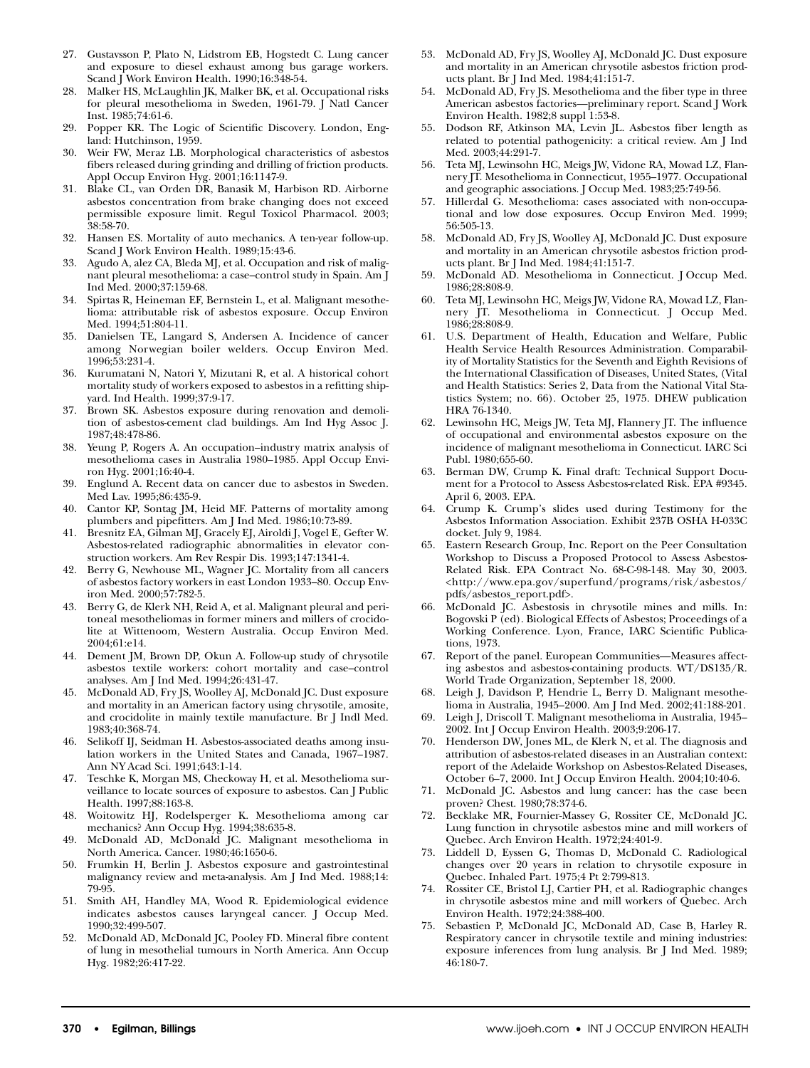27. Gustavsson P, Plato N, Lidstrom EB, Hogstedt C. Lung cancer and exposure to diesel exhaust among bus garage workers. Scand J Work Environ Health. 1990;16:348-54.
28. Malker HS, McLaughlin JK, Malker BK, et al. Occupational risks for pleural mesothelioma in Sweden, 1961-79. J Natl Cancer Inst. 1985;74:61-6.
29. Popper KR. The Logic of Scientific Discovery. London, England: Hutchinson, 1959.
30. Weir FW, Meraz LB. Morphological characteristics of asbestos fibers released during grinding and drilling of friction products. Appl Occup Environ Hyg. 2001;16:1147-9.
31. Blake CL, van Orden DR, Banasik M, Harbison RD. Airborne asbestos concentration from brake changing does not exceed permissible exposure limit. Regul Toxicol Pharmacol. 2003; 38:58-70.
32. Hansen ES. Mortality of auto mechanics. A ten-year follow-up. Scand J Work Environ Health. 1989;15:43-6.
33. Agudo A, alez CA, Bleda MJ, et al. Occupation and risk of malignant pleural mesothelioma: a case–control study in Spain. Am J Ind Med. 2000;37:159-68.
34. Spirtas R, Heineman EF, Bernstein L, et al. Malignant mesothelioma: attributable risk of asbestos exposure. Occup Environ Med. 1994;51:804-11.
35. Danielsen TE, Langard S, Andersen A. Incidence of cancer among Norwegian boiler welders. Occup Environ Med. 1996;53:231-4.
36. Kurumatani N, Natori Y, Mizutani R, et al. A historical cohort mortality study of workers exposed to asbestos in a refitting shipyard. Ind Health. 1999;37:9-17.
37. Brown SK. Asbestos exposure during renovation and demolition of asbestos-cement clad buildings. Am Ind Hyg Assoc J. 1987;48:478-86.
38. Yeung P, Rogers A. An occupation–industry matrix analysis of mesothelioma cases in Australia 1980–1985. Appl Occup Environ Hyg. 2001;16:40-4.
39. Englund A. Recent data on cancer due to asbestos in Sweden. Med Lav. 1995;86:435-9.
40. Cantor KP, Sontag JM, Heid MF. Patterns of mortality among plumbers and pipefitters. Am J Ind Med. 1986;10:73-89.
41. Bresnitz EA, Gilman MJ, Gracely EJ, Airoldi J, Vogel E, Gefter W. Asbestos-related radiographic abnormalities in elevator construction workers. Am Rev Respir Dis. 1993;147:1341-4.
42. Berry G, Newhouse ML, Wagner JC. Mortality from all cancers of asbestos factory workers in east London 1933–80. Occup Environ Med. 2000;57:782-5.
43. Berry G, de Klerk NH, Reid A, et al. Malignant pleural and peritoneal mesotheliomas in former miners and millers of crocidolite at Wittenoom, Western Australia. Occup Environ Med. 2004;61:e14.
44. Dement JM, Brown DP, Okun A. Follow-up study of chrysotile asbestos textile workers: cohort mortality and case–control analyses. Am J Ind Med. 1994;26:431-47.
45. McDonald AD, Fry JS, Woolley AJ, McDonald JC. Dust exposure and mortality in an American factory using chrysotile, amosite, and crocidolite in mainly textile manufacture. Br J Indl Med. 1983;40:368-74.
46. Selikoff IJ, Seidman H. Asbestos-associated deaths among insulation workers in the United States and Canada, 1967–1987. Ann NY Acad Sci. 1991;643:1-14.
47. Teschke K, Morgan MS, Checkoway H, et al. Mesothelioma surveillance to locate sources of exposure to asbestos. Can J Public Health. 1997;88:163-8.
48. Woitowitz HJ, Rodelsperger K. Mesothelioma among car mechanics? Ann Occup Hyg. 1994;38:635-8.
49. McDonald AD, McDonald JC. Malignant mesothelioma in North America. Cancer. 1980;46:1650-6.
50. Frumkin H, Berlin J. Asbestos exposure and gastrointestinal malignancy review and meta-analysis. Am J Ind Med. 1988;14: 79-95.
51. Smith AH, Handley MA, Wood R. Epidemiological evidence indicates asbestos causes laryngeal cancer. J Occup Med. 1990;32:499-507.
52. McDonald AD, McDonald JC, Pooley FD. Mineral fibre content of lung in mesothelial tumours in North America. Ann Occup Hyg. 1982;26:417-22.
53. McDonald AD, Fry JS, Woolley AJ, McDonald JC. Dust exposure and mortality in an American chrysotile asbestos friction products plant. Br J Ind Med. 1984;41:151-7.
54. McDonald AD, Fry JS. Mesothelioma and the fiber type in three American asbestos factories—preliminary report. Scand J Work Environ Health. 1982;8 suppl 1:53-8.
55. Dodson RF, Atkinson MA, Levin JL. Asbestos fiber length as related to potential pathogenicity: a critical review. Am J Ind Med. 2003;44:291-7.
56. Teta MJ, Lewinsohn HC, Meigs JW, Vidone RA, Mowad LZ, Flannery JT. Mesothelioma in Connecticut, 1955–1977. Occupational and geographic associations. J Occup Med. 1983;25:749-56.
57. Hillerdal G. Mesothelioma: cases associated with non-occupational and low dose exposures. Occup Environ Med. 1999; 56:505-13.
58. McDonald AD, Fry JS, Woolley AJ, McDonald JC. Dust exposure and mortality in an American chrysotile asbestos friction products plant. Br J Ind Med. 1984;41:151-7.
59. McDonald AD. Mesothelioma in Connecticut. J Occup Med. 1986;28:808-9.
60. Teta MJ, Lewinsohn HC, Meigs JW, Vidone RA, Mowad LZ, Flannery JT. Mesothelioma in Connecticut. J Occup Med. 1986;28:808-9.
61. U.S. Department of Health, Education and Welfare, Public Health Service Health Resources Administration. Comparability of Mortality Statistics for the Seventh and Eighth Revisions of the International Classification of Diseases, United States, (Vital and Health Statistics: Series 2, Data from the National Vital Statistics System; no. 66). October 25, 1975. DHEW publication HRA 76-1340.
62. Lewinsohn HC, Meigs JW, Teta MJ, Flannery JT. The influence of occupational and environmental asbestos exposure on the incidence of malignant mesothelioma in Connecticut. IARC Sci Publ. 1980;655-60.
63. Berman DW, Crump K. Final draft: Technical Support Document for a Protocol to Assess Asbestos-related Risk. EPA #9345. April 6, 2003. EPA.
64. Crump K. Crump's slides used during Testimony for the Asbestos Information Association. Exhibit 237B OSHA H-033C docket. July 9, 1984.
65. Eastern Research Group, Inc. Report on the Peer Consultation Workshop to Discuss a Proposed Protocol to Assess Asbestos-Related Risk. EPA Contract No. 68-C-98-148. May 30, 2003. <http://www.epa.gov/superfund/programs/risk/asbestos/pdfs/asbestos_report.pdf>.
66. McDonald JC. Asbestosis in chrysotile mines and mills. In: Bogovski P (ed). Biological Effects of Asbestos; Proceedings of a Working Conference. Lyon, France, IARC Scientific Publications, 1973.
67. Report of the panel. European Communities—Measures affecting asbestos and asbestos-containing products. WT/DS135/R. World Trade Organization, September 18, 2000.
68. Leigh J, Davidson P, Hendrie L, Berry D. Malignant mesothelioma in Australia, 1945–2000. Am J Ind Med. 2002;41:188-201.
69. Leigh J, Driscoll T. Malignant mesothelioma in Australia, 1945–2002. Int J Occup Environ Health. 2003;9:206-17.
70. Henderson DW, Jones ML, de Klerk N, et al. The diagnosis and attribution of asbestos-related diseases in an Australian context: report of the Adelaide Workshop on Asbestos-Related Diseases, October 6–7, 2000. Int J Occup Environ Health. 2004;10:40-6.
71. McDonald JC. Asbestos and lung cancer: has the case been proven? Chest. 1980;78:374-6.
72. Becklake MR, Fournier-Massey G, Rossiter CE, McDonald JC. Lung function in chrysotile asbestos mine and mill workers of Quebec. Arch Environ Health. 1972;24:401-9.
73. Liddell D, Eyssen G, Thomas D, McDonald C. Radiological changes over 20 years in relation to chrysotile exposure in Quebec. Inhaled Part. 1975;4 Pt 2:799-813.
74. Rossiter CE, Bristol LJ, Cartier PH, et al. Radiographic changes in chrysotile asbestos mine and mill workers of Quebec. Arch Environ Health. 1972;24:388-400.
75. Sebastien P, McDonald JC, McDonald AD, Case B, Harley R. Respiratory cancer in chrysotile textile and mining industries: exposure inferences from lung analysis. Br J Ind Med. 1989; 46:180-7.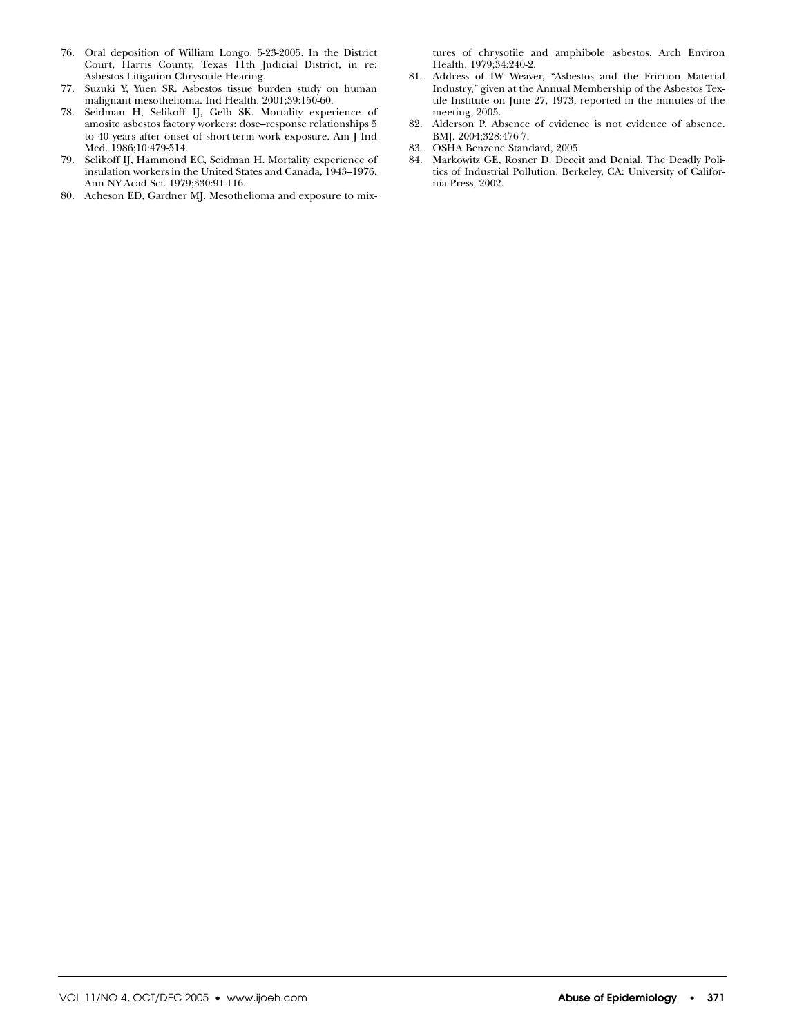76. Oral deposition of William Longo. 5-23-2005. In the District Court, Harris County, Texas 11th Judicial District, in re: Asbestos Litigation Chrysotile Hearing.
77. Suzuki Y, Yuen SR. Asbestos tissue burden study on human malignant mesothelioma. Ind Health. 2001;39:150-60.
78. Seidman H, Selikoff IJ, Gelb SK. Mortality experience of amosite asbestos factory workers: dose–response relationships 5 to 40 years after onset of short-term work exposure. Am J Ind Med. 1986;10:479-514.
79. Selikoff IJ, Hammond EC, Seidman H. Mortality experience of insulation workers in the United States and Canada, 1943–1976. Ann NY Acad Sci. 1979;330:91-116.
80. Acheson ED, Gardner MJ. Mesothelioma and exposure to mixtures of chrysotile and amphibole asbestos. Arch Environ Health. 1979;34:240-2.
81. Address of IW Weaver, "Asbestos and the Friction Material Industry," given at the Annual Membership of the Asbestos Textile Institute on June 27, 1973, reported in the minutes of the meeting, 2005.
82. Alderson P. Absence of evidence is not evidence of absence. BMJ. 2004;328:476-7.
83. OSHA Benzene Standard, 2005.
84. Markowitz GE, Rosner D. Deceit and Denial. The Deadly Politics of Industrial Pollution. Berkeley, CA: University of California Press, 2002.